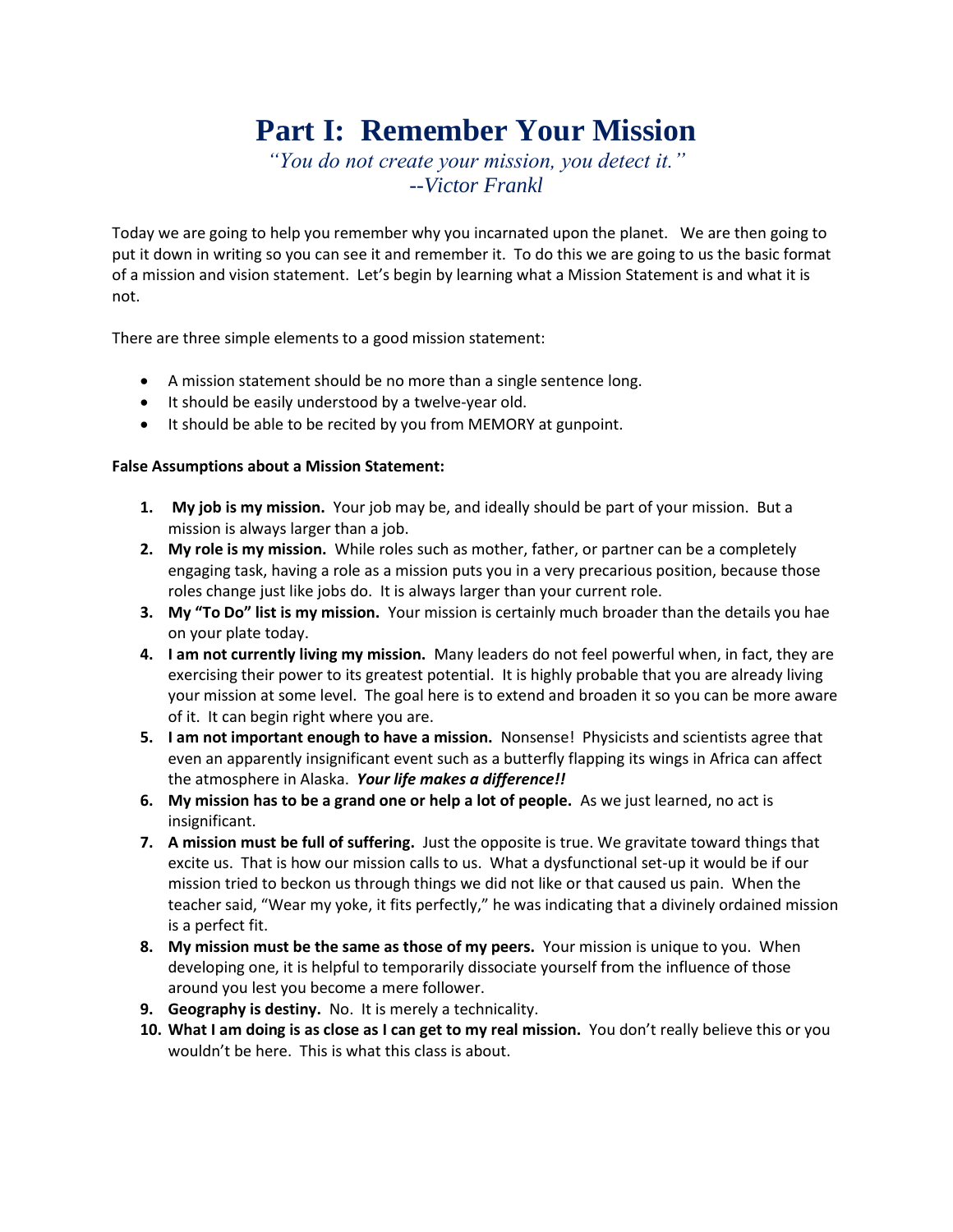# Part I:  Remember Your Mission

*"You do not create your mission, you detect it."*
*--Victor Frankl*

Today we are going to help you remember why you incarnated upon the planet.  We are then going to put it down in writing so you can see it and remember it.  To do this we are going to us the basic format of a mission and vision statement.  Let's begin by learning what a Mission Statement is and what it is not.

There are three simple elements to a good mission statement:

- A mission statement should be no more than a single sentence long.
- It should be easily understood by a twelve-year old.
- It should be able to be recited by you from MEMORY at gunpoint.

**False Assumptions about a Mission Statement:**

1. **My job is my mission.** Your job may be, and ideally should be part of your mission.  But a mission is always larger than a job.
2. **My role is my mission.** While roles such as mother, father, or partner can be a completely engaging task, having a role as a mission puts you in a very precarious position, because those roles change just like jobs do.  It is always larger than your current role.
3. **My "To Do" list is my mission.** Your mission is certainly much broader than the details you hae on your plate today.
4. **I am not currently living my mission.** Many leaders do not feel powerful when, in fact, they are exercising their power to its greatest potential.  It is highly probable that you are already living your mission at some level.  The goal here is to extend and broaden it so you can be more aware of it.  It can begin right where you are.
5. **I am not important enough to have a mission.** Nonsense!  Physicists and scientists agree that even an apparently insignificant event such as a butterfly flapping its wings in Africa can affect the atmosphere in Alaska.  ***Your life makes a difference!!***
6. **My mission has to be a grand one or help a lot of people.** As we just learned, no act is insignificant.
7. **A mission must be full of suffering.** Just the opposite is true. We gravitate toward things that excite us.  That is how our mission calls to us.  What a dysfunctional set-up it would be if our mission tried to beckon us through things we did not like or that caused us pain.  When the teacher said, "Wear my yoke, it fits perfectly," he was indicating that a divinely ordained mission is a perfect fit.
8. **My mission must be the same as those of my peers.** Your mission is unique to you.  When developing one, it is helpful to temporarily dissociate yourself from the influence of those around you lest you become a mere follower.
9. **Geography is destiny.** No.  It is merely a technicality.
10. **What I am doing is as close as I can get to my real mission.** You don't really believe this or you wouldn't be here.  This is what this class is about.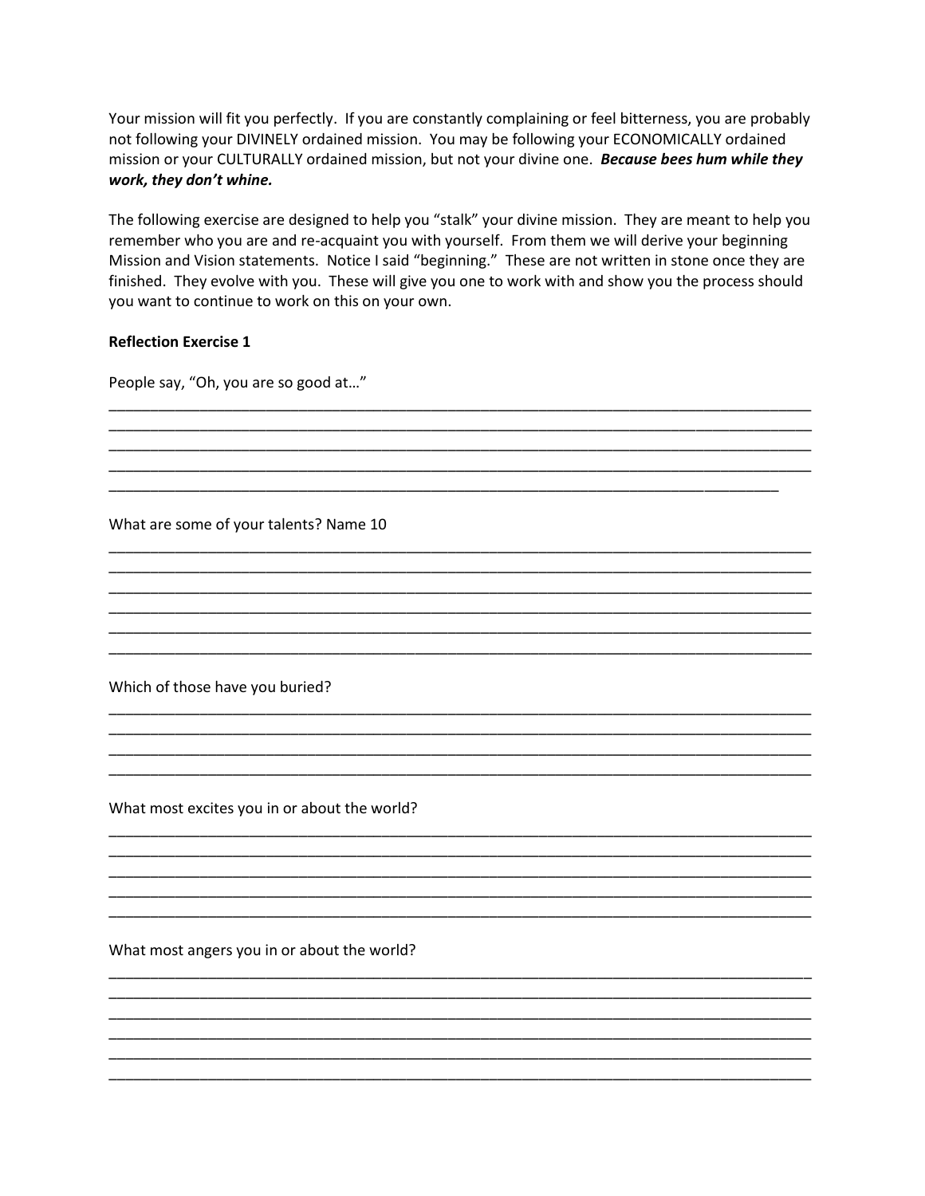Your mission will fit you perfectly. If you are constantly complaining or feel bitterness, you are probably not following your DIVINELY ordained mission. You may be following your ECONOMICALLY ordained mission or your CULTURALLY ordained mission, but not your divine one. ***Because bees hum while they work, they don't whine.***

The following exercise are designed to help you "stalk" your divine mission. They are meant to help you remember who you are and re-acquaint you with yourself. From them we will derive your beginning Mission and Vision statements. Notice I said "beginning." These are not written in stone once they are finished. They evolve with you. These will give you one to work with and show you the process should you want to continue to work on this on your own.

**Reflection Exercise 1**

People say, "Oh, you are so good at…"

________________________________________________________________________________________
________________________________________________________________________________________
________________________________________________________________________________________
________________________________________________________________________________________
_____________________________________________________________________________________

What are some of your talents? Name 10

________________________________________________________________________________________
________________________________________________________________________________________
________________________________________________________________________________________
________________________________________________________________________________________
________________________________________________________________________________________
________________________________________________________________________________________

Which of those have you buried?

________________________________________________________________________________________
________________________________________________________________________________________
________________________________________________________________________________________
________________________________________________________________________________________

What most excites you in or about the world?

________________________________________________________________________________________
________________________________________________________________________________________
________________________________________________________________________________________
________________________________________________________________________________________
________________________________________________________________________________________

What most angers you in or about the world?

________________________________________________________________________________________
________________________________________________________________________________________
________________________________________________________________________________________
________________________________________________________________________________________
________________________________________________________________________________________
________________________________________________________________________________________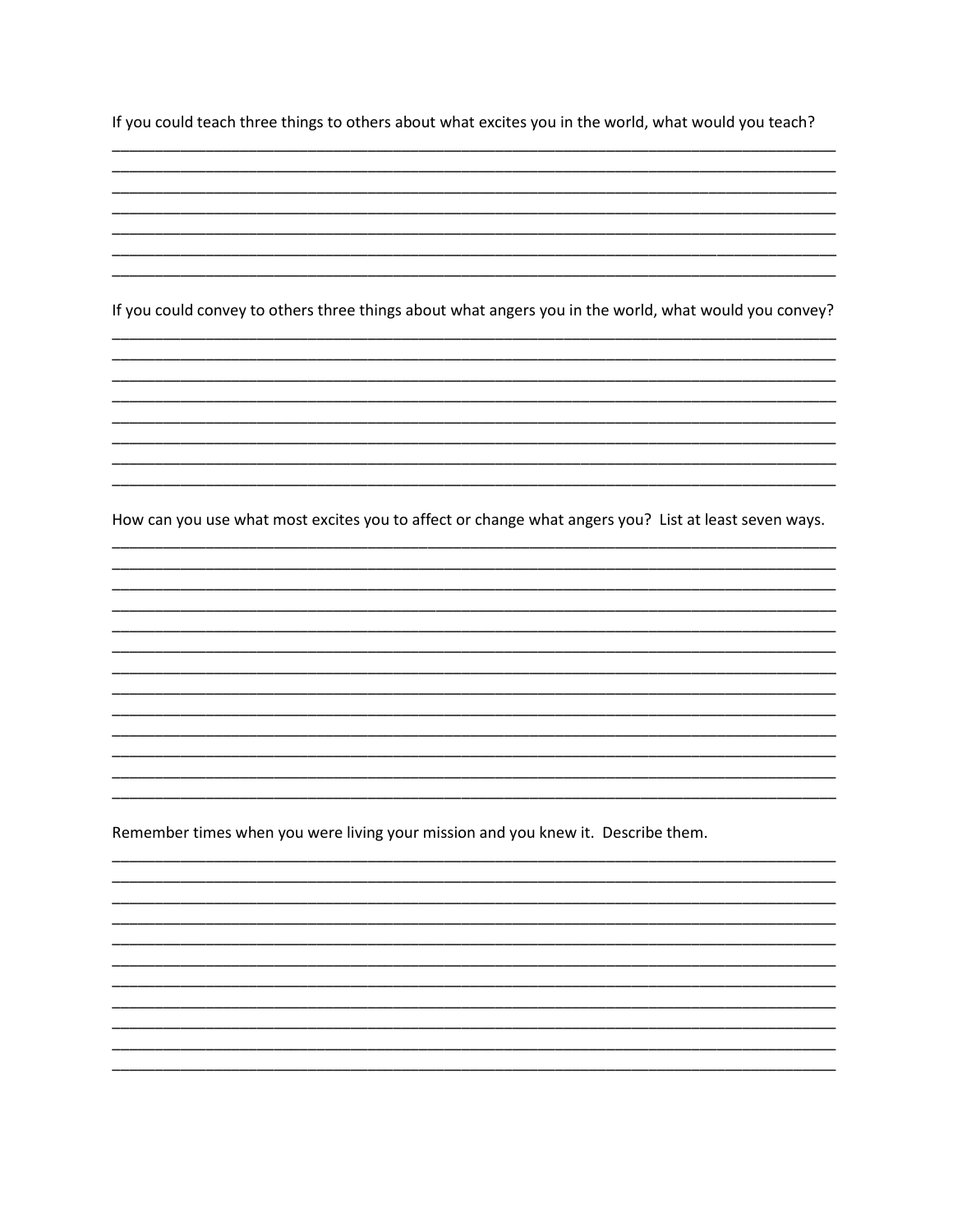If you could teach three things to others about what excites you in the world, what would you teach?

______________________________________________________________________________________
______________________________________________________________________________________
______________________________________________________________________________________
______________________________________________________________________________________
______________________________________________________________________________________
______________________________________________________________________________________
______________________________________________________________________________________
______________________________________________________________________________________

If you could convey to others three things about what angers you in the world, what would you convey?

______________________________________________________________________________________
______________________________________________________________________________________
______________________________________________________________________________________
______________________________________________________________________________________
______________________________________________________________________________________
______________________________________________________________________________________
______________________________________________________________________________________
______________________________________________________________________________________

How can you use what most excites you to affect or change what angers you? List at least seven ways.

______________________________________________________________________________________
______________________________________________________________________________________
______________________________________________________________________________________
______________________________________________________________________________________
______________________________________________________________________________________
______________________________________________________________________________________
______________________________________________________________________________________
______________________________________________________________________________________
______________________________________________________________________________________
______________________________________________________________________________________
______________________________________________________________________________________
______________________________________________________________________________________
______________________________________________________________________________________

Remember times when you were living your mission and you knew it. Describe them.

______________________________________________________________________________________
______________________________________________________________________________________
______________________________________________________________________________________
______________________________________________________________________________________
______________________________________________________________________________________
______________________________________________________________________________________
______________________________________________________________________________________
______________________________________________________________________________________
______________________________________________________________________________________
______________________________________________________________________________________
______________________________________________________________________________________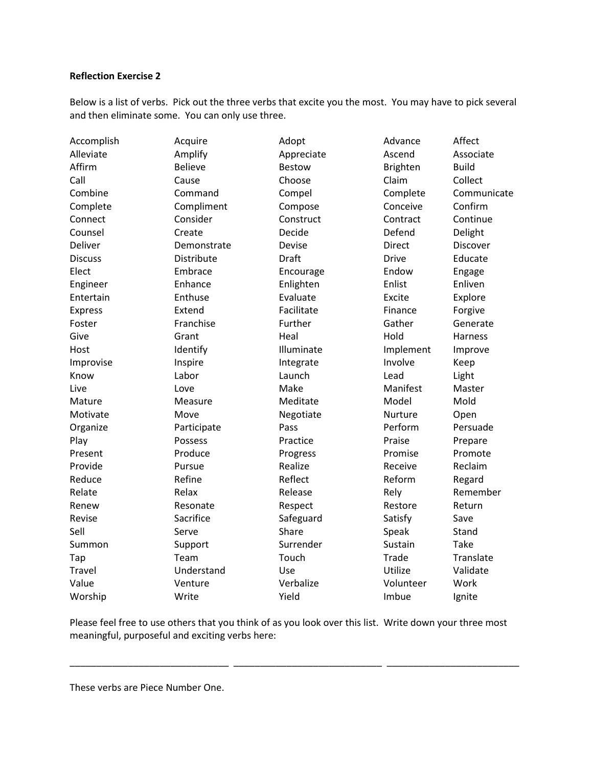**Reflection Exercise 2**

Below is a list of verbs. Pick out the three verbs that excite you the most. You may have to pick several and then eliminate some. You can only use three.

| | | | | |
|---|---|---|---|---|
| Accomplish | Acquire | Adopt | Advance | Affect |
| Alleviate | Amplify | Appreciate | Ascend | Associate |
| Affirm | Believe | Bestow | Brighten | Build |
| Call | Cause | Choose | Claim | Collect |
| Combine | Command | Compel | Complete | Communicate |
| Complete | Compliment | Compose | Conceive | Confirm |
| Connect | Consider | Construct | Contract | Continue |
| Counsel | Create | Decide | Defend | Delight |
| Deliver | Demonstrate | Devise | Direct | Discover |
| Discuss | Distribute | Draft | Drive | Educate |
| Elect | Embrace | Encourage | Endow | Engage |
| Engineer | Enhance | Enlighten | Enlist | Enliven |
| Entertain | Enthuse | Evaluate | Excite | Explore |
| Express | Extend | Facilitate | Finance | Forgive |
| Foster | Franchise | Further | Gather | Generate |
| Give | Grant | Heal | Hold | Harness |
| Host | Identify | Illuminate | Implement | Improve |
| Improvise | Inspire | Integrate | Involve | Keep |
| Know | Labor | Launch | Lead | Light |
| Live | Love | Make | Manifest | Master |
| Mature | Measure | Meditate | Model | Mold |
| Motivate | Move | Negotiate | Nurture | Open |
| Organize | Participate | Pass | Perform | Persuade |
| Play | Possess | Practice | Praise | Prepare |
| Present | Produce | Progress | Promise | Promote |
| Provide | Pursue | Realize | Receive | Reclaim |
| Reduce | Refine | Reflect | Reform | Regard |
| Relate | Relax | Release | Rely | Remember |
| Renew | Resonate | Respect | Restore | Return |
| Revise | Sacrifice | Safeguard | Satisfy | Save |
| Sell | Serve | Share | Speak | Stand |
| Summon | Support | Surrender | Sustain | Take |
| Tap | Team | Touch | Trade | Translate |
| Travel | Understand | Use | Utilize | Validate |
| Value | Venture | Verbalize | Volunteer | Work |
| Worship | Write | Yield | Imbue | Ignite |

Please feel free to use others that you think of as you look over this list. Write down your three most meaningful, purposeful and exciting verbs here:

______________________________ ____________________________ _________________________

These verbs are Piece Number One.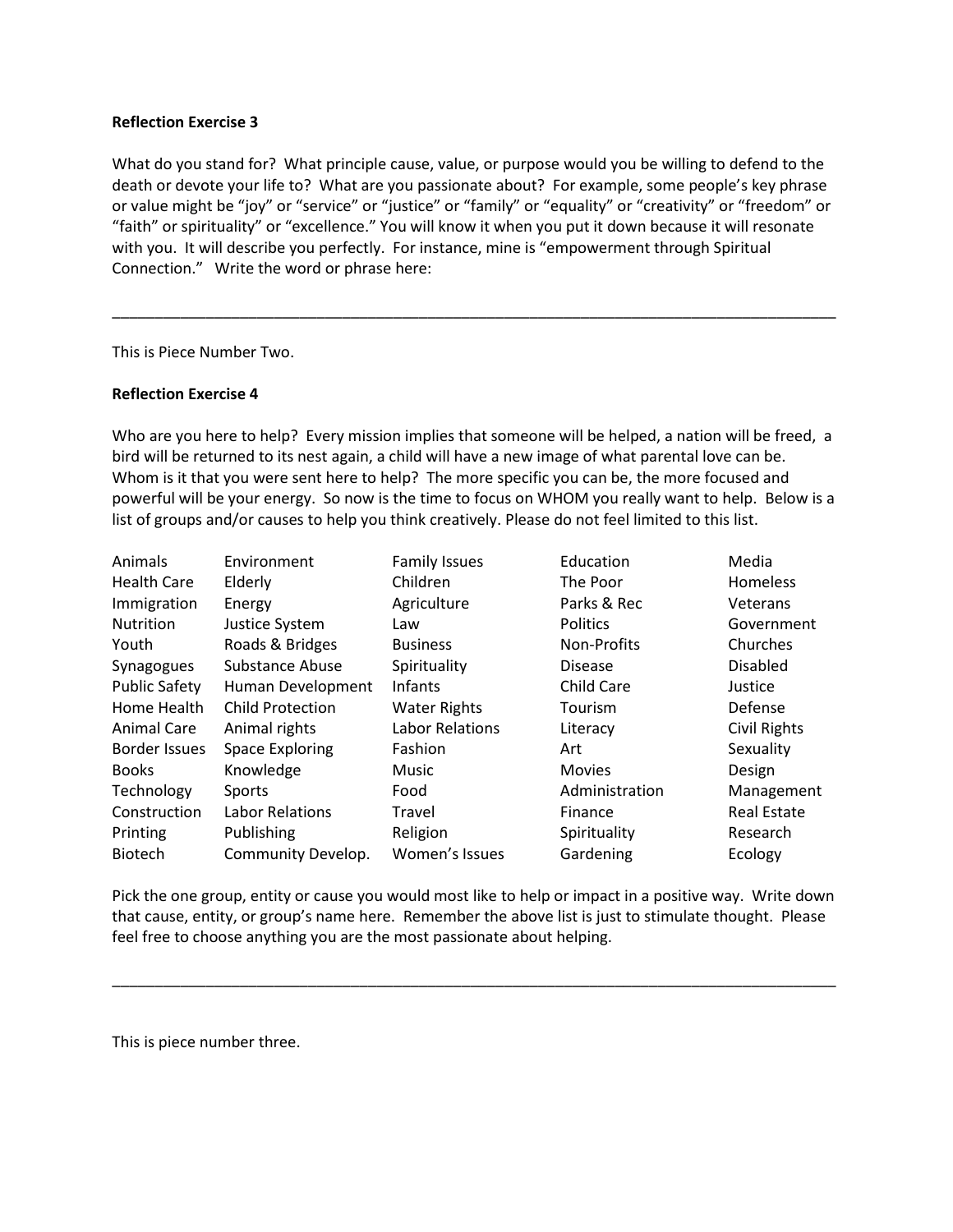**Reflection Exercise 3**

What do you stand for? What principle cause, value, or purpose would you be willing to defend to the death or devote your life to? What are you passionate about? For example, some people's key phrase or value might be "joy" or "service" or "justice" or "family" or "equality" or "creativity" or "freedom" or "faith" or spirituality" or "excellence." You will know it when you put it down because it will resonate with you. It will describe you perfectly. For instance, mine is "empowerment through Spiritual Connection." Write the word or phrase here:

\_\_\_\_\_\_\_\_\_\_\_\_\_\_\_\_\_\_\_\_\_\_\_\_\_\_\_\_\_\_\_\_\_\_\_\_\_\_\_\_\_\_\_\_\_\_\_\_\_\_\_\_\_\_\_\_\_\_\_\_\_\_\_\_\_\_\_\_\_\_\_\_\_\_\_\_\_\_

This is Piece Number Two.

**Reflection Exercise 4**

Who are you here to help? Every mission implies that someone will be helped, a nation will be freed, a bird will be returned to its nest again, a child will have a new image of what parental love can be. Whom is it that you were sent here to help? The more specific you can be, the more focused and powerful will be your energy. So now is the time to focus on WHOM you really want to help. Below is a list of groups and/or causes to help you think creatively. Please do not feel limited to this list.

| | | | | |
|---|---|---|---|---|
| Animals | Environment | Family Issues | Education | Media |
| Health Care | Elderly | Children | The Poor | Homeless |
| Immigration | Energy | Agriculture | Parks & Rec | Veterans |
| Nutrition | Justice System | Law | Politics | Government |
| Youth | Roads & Bridges | Business | Non-Profits | Churches |
| Synagogues | Substance Abuse | Spirituality | Disease | Disabled |
| Public Safety | Human Development | Infants | Child Care | Justice |
| Home Health | Child Protection | Water Rights | Tourism | Defense |
| Animal Care | Animal rights | Labor Relations | Literacy | Civil Rights |
| Border Issues | Space Exploring | Fashion | Art | Sexuality |
| Books | Knowledge | Music | Movies | Design |
| Technology | Sports | Food | Administration | Management |
| Construction | Labor Relations | Travel | Finance | Real Estate |
| Printing | Publishing | Religion | Spirituality | Research |
| Biotech | Community Develop. | Women's Issues | Gardening | Ecology |

Pick the one group, entity or cause you would most like to help or impact in a positive way. Write down that cause, entity, or group's name here. Remember the above list is just to stimulate thought. Please feel free to choose anything you are the most passionate about helping.

\_\_\_\_\_\_\_\_\_\_\_\_\_\_\_\_\_\_\_\_\_\_\_\_\_\_\_\_\_\_\_\_\_\_\_\_\_\_\_\_\_\_\_\_\_\_\_\_\_\_\_\_\_\_\_\_\_\_\_\_\_\_\_\_\_\_\_\_\_\_\_\_\_\_\_\_\_\_

This is piece number three.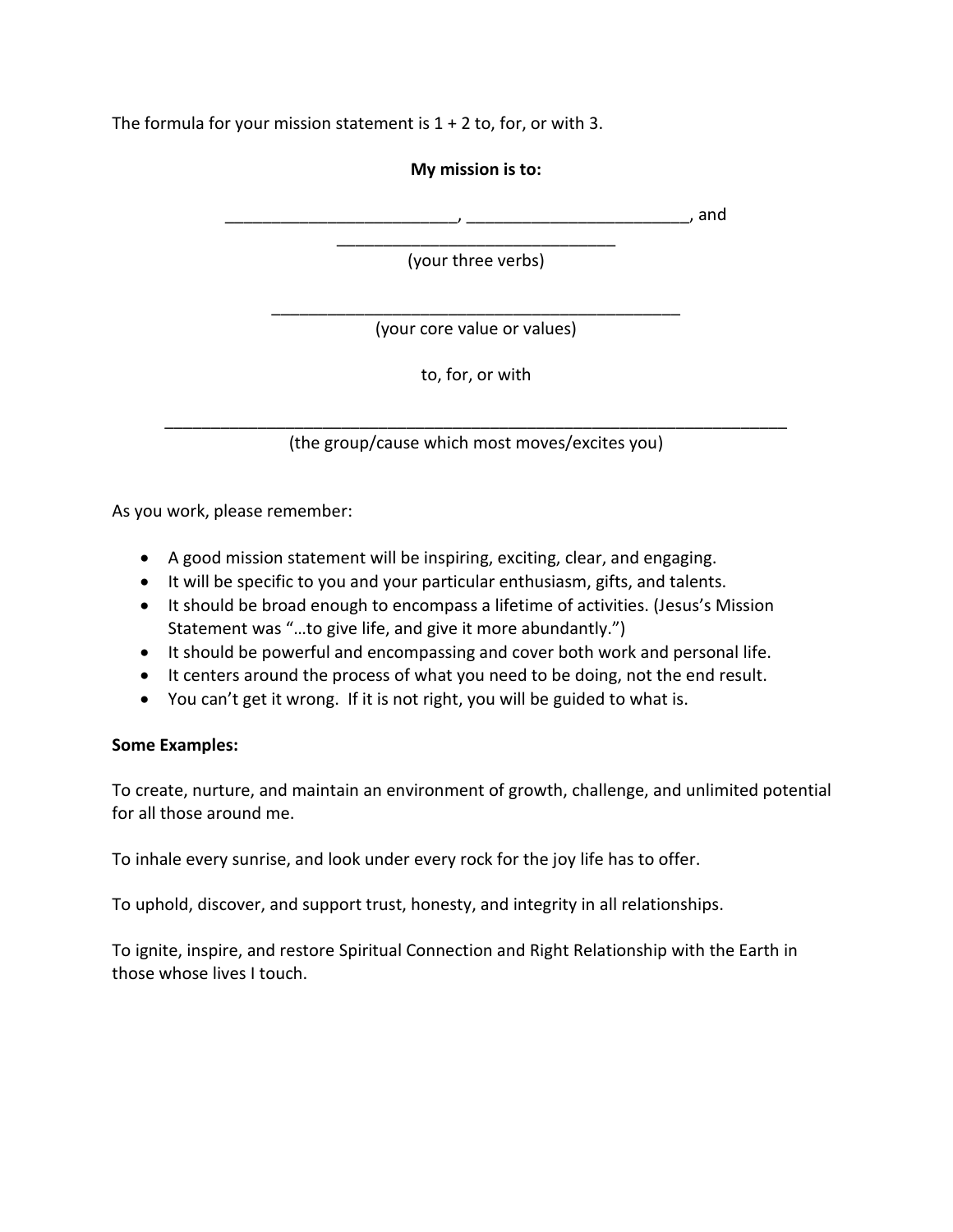The formula for your mission statement is 1 + 2 to, for, or with 3.

**My mission is to:**

_________________________, _______________________, and _____________________________

(your three verbs)

____________________________________________

(your core value or values)

to, for, or with

____________________________________________________________________

(the group/cause which most moves/excites you)

As you work, please remember:

- A good mission statement will be inspiring, exciting, clear, and engaging.
- It will be specific to you and your particular enthusiasm, gifts, and talents.
- It should be broad enough to encompass a lifetime of activities. (Jesus's Mission Statement was "…to give life, and give it more abundantly.")
- It should be powerful and encompassing and cover both work and personal life.
- It centers around the process of what you need to be doing, not the end result.
- You can't get it wrong. If it is not right, you will be guided to what is.

**Some Examples:**

To create, nurture, and maintain an environment of growth, challenge, and unlimited potential for all those around me.

To inhale every sunrise, and look under every rock for the joy life has to offer.

To uphold, discover, and support trust, honesty, and integrity in all relationships.

To ignite, inspire, and restore Spiritual Connection and Right Relationship with the Earth in those whose lives I touch.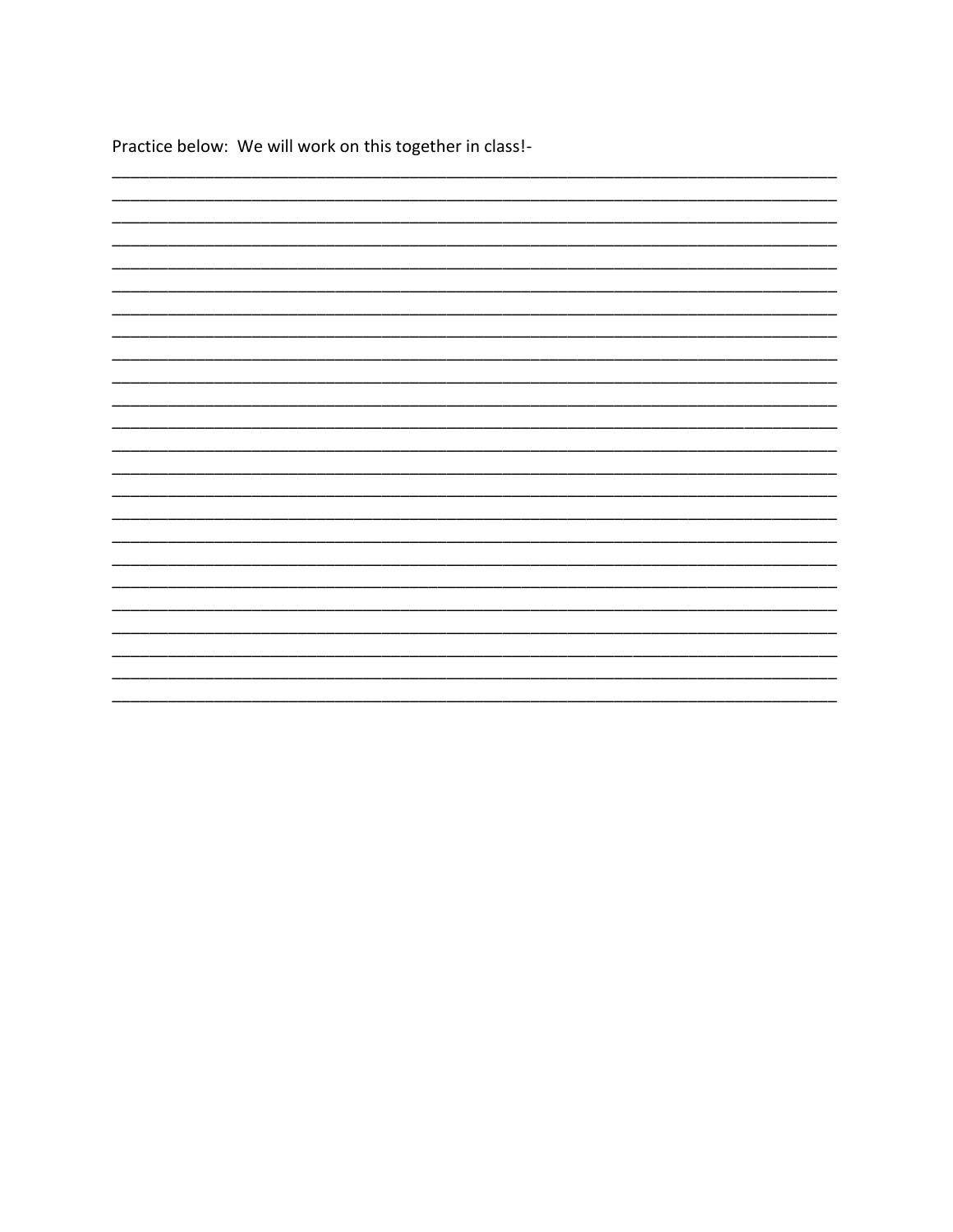Practice below:  We will work on this together in class!-

______________________________________________________________________________
______________________________________________________________________________
______________________________________________________________________________
______________________________________________________________________________
______________________________________________________________________________
______________________________________________________________________________
______________________________________________________________________________
______________________________________________________________________________
______________________________________________________________________________
______________________________________________________________________________
______________________________________________________________________________
______________________________________________________________________________
______________________________________________________________________________
______________________________________________________________________________
______________________________________________________________________________
______________________________________________________________________________
______________________________________________________________________________
______________________________________________________________________________
______________________________________________________________________________
______________________________________________________________________________
______________________________________________________________________________
______________________________________________________________________________
______________________________________________________________________________
______________________________________________________________________________